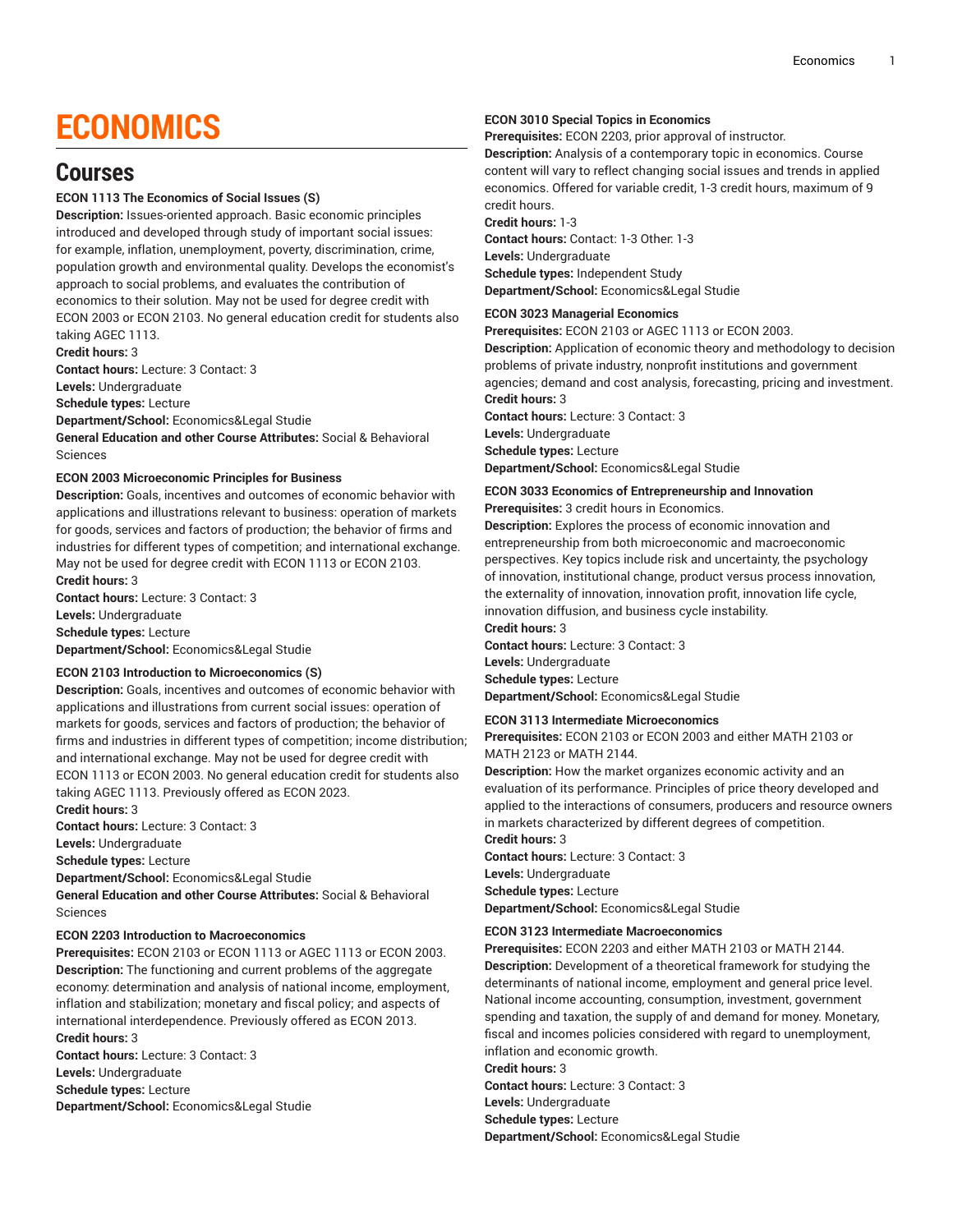# ECONOMICS

## Courses

**ECON 1113 The Economics of Social Issues (S)**

**Description:** Issues-oriented approach. Basic economic principles introduced and developed through study of important social issues: for example, inflation, unemployment, poverty, discrimination, crime, population growth and environmental quality. Develops the economist's approach to social problems, and evaluates the contribution of economics to their solution. May not be used for degree credit with ECON 2003 or ECON 2103. No general education credit for students also taking AGEC 1113.

**Credit hours:** 3

**Contact hours:** Lecture: 3 Contact: 3

**Levels:** Undergraduate

**Schedule types:** Lecture

**Department/School:** Economics&Legal Studie

**General Education and other Course Attributes:** Social & Behavioral Sciences

**ECON 2003 Microeconomic Principles for Business**

**Description:** Goals, incentives and outcomes of economic behavior with applications and illustrations relevant to business: operation of markets for goods, services and factors of production; the behavior of firms and industries for different types of competition; and international exchange. May not be used for degree credit with ECON 1113 or ECON 2103.

**Credit hours:** 3

**Contact hours:** Lecture: 3 Contact: 3

**Levels:** Undergraduate

**Schedule types:** Lecture

**Department/School:** Economics&Legal Studie

**ECON 2103 Introduction to Microeconomics (S)**

**Description:** Goals, incentives and outcomes of economic behavior with applications and illustrations from current social issues: operation of markets for goods, services and factors of production; the behavior of firms and industries in different types of competition; income distribution; and international exchange. May not be used for degree credit with ECON 1113 or ECON 2003. No general education credit for students also taking AGEC 1113. Previously offered as ECON 2023.

**Credit hours:** 3

**Contact hours:** Lecture: 3 Contact: 3

**Levels:** Undergraduate

**Schedule types:** Lecture

**Department/School:** Economics&Legal Studie

**General Education and other Course Attributes:** Social & Behavioral Sciences

**ECON 2203 Introduction to Macroeconomics**

**Prerequisites:** ECON 2103 or ECON 1113 or AGEC 1113 or ECON 2003.

**Description:** The functioning and current problems of the aggregate economy: determination and analysis of national income, employment, inflation and stabilization; monetary and fiscal policy; and aspects of international interdependence. Previously offered as ECON 2013.

**Credit hours:** 3

**Contact hours:** Lecture: 3 Contact: 3

**Levels:** Undergraduate

**Schedule types:** Lecture

**Department/School:** Economics&Legal Studie

**ECON 3010 Special Topics in Economics**

**Prerequisites:** ECON 2203, prior approval of instructor.

**Description:** Analysis of a contemporary topic in economics. Course content will vary to reflect changing social issues and trends in applied economics. Offered for variable credit, 1-3 credit hours, maximum of 9 credit hours.

**Credit hours:** 1-3

**Contact hours:** Contact: 1-3 Other: 1-3

**Levels:** Undergraduate

**Schedule types:** Independent Study

**Department/School:** Economics&Legal Studie

**ECON 3023 Managerial Economics**

**Prerequisites:** ECON 2103 or AGEC 1113 or ECON 2003.

**Description:** Application of economic theory and methodology to decision problems of private industry, nonprofit institutions and government agencies; demand and cost analysis, forecasting, pricing and investment.

**Credit hours:** 3

**Contact hours:** Lecture: 3 Contact: 3

**Levels:** Undergraduate

**Schedule types:** Lecture

**Department/School:** Economics&Legal Studie

**ECON 3033 Economics of Entrepreneurship and Innovation**

**Prerequisites:** 3 credit hours in Economics.

**Description:** Explores the process of economic innovation and entrepreneurship from both microeconomic and macroeconomic perspectives. Key topics include risk and uncertainty, the psychology of innovation, institutional change, product versus process innovation, the externality of innovation, innovation profit, innovation life cycle, innovation diffusion, and business cycle instability.

**Credit hours:** 3

**Contact hours:** Lecture: 3 Contact: 3

**Levels:** Undergraduate

**Schedule types:** Lecture

**Department/School:** Economics&Legal Studie

**ECON 3113 Intermediate Microeconomics**

**Prerequisites:** ECON 2103 or ECON 2003 and either MATH 2103 or MATH 2123 or MATH 2144.

**Description:** How the market organizes economic activity and an evaluation of its performance. Principles of price theory developed and applied to the interactions of consumers, producers and resource owners in markets characterized by different degrees of competition.

**Credit hours:** 3

**Contact hours:** Lecture: 3 Contact: 3

**Levels:** Undergraduate

**Schedule types:** Lecture

**Department/School:** Economics&Legal Studie

**ECON 3123 Intermediate Macroeconomics**

**Prerequisites:** ECON 2203 and either MATH 2103 or MATH 2144.

**Description:** Development of a theoretical framework for studying the determinants of national income, employment and general price level. National income accounting, consumption, investment, government spending and taxation, the supply of and demand for money. Monetary, fiscal and incomes policies considered with regard to unemployment, inflation and economic growth.

**Credit hours:** 3

**Contact hours:** Lecture: 3 Contact: 3

**Levels:** Undergraduate

**Schedule types:** Lecture

**Department/School:** Economics&Legal Studie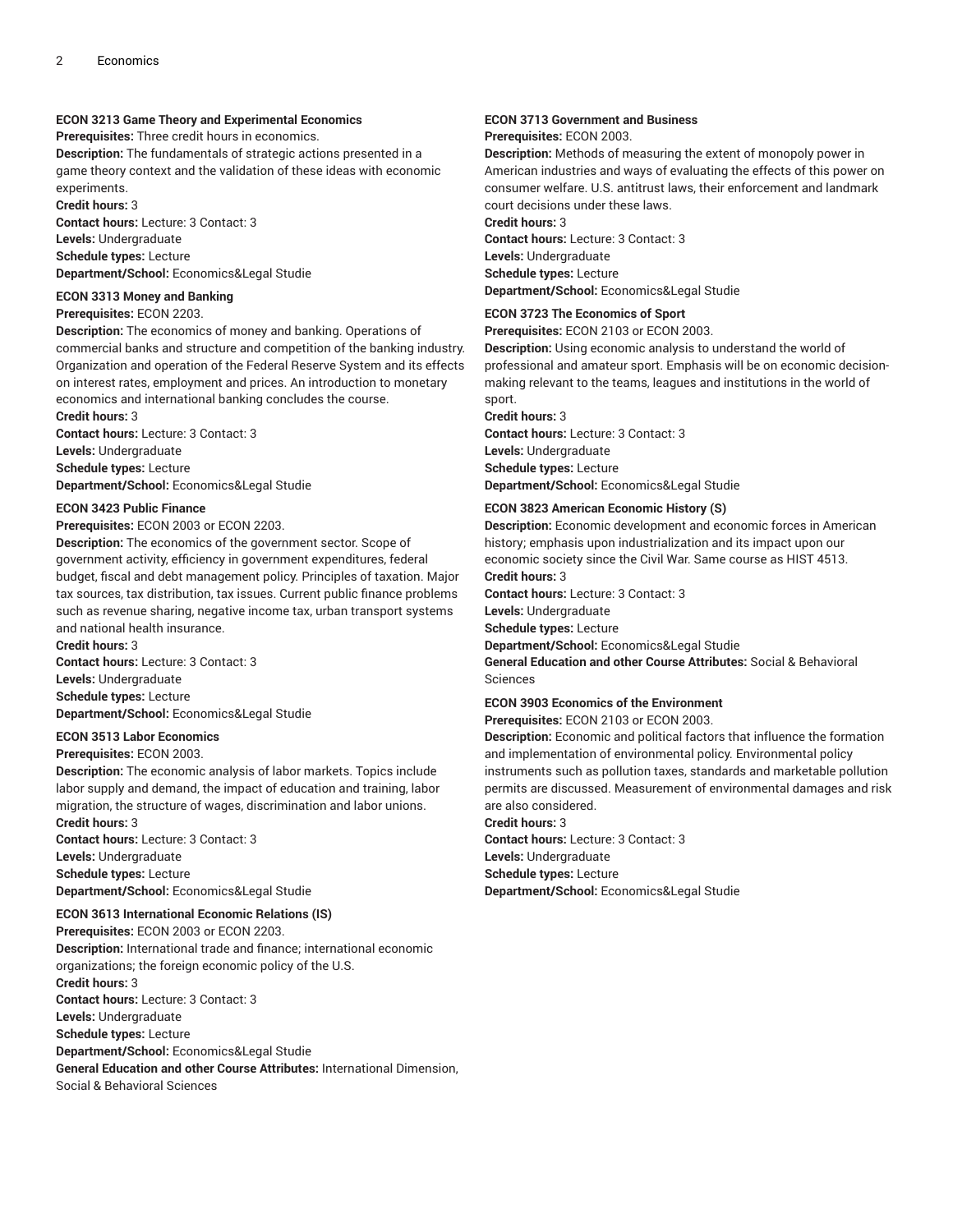**ECON 3213 Game Theory and Experimental Economics**
**Prerequisites:** Three credit hours in economics.
**Description:** The fundamentals of strategic actions presented in a game theory context and the validation of these ideas with economic experiments.
**Credit hours:** 3
**Contact hours:** Lecture: 3 Contact: 3
**Levels:** Undergraduate
**Schedule types:** Lecture
**Department/School:** Economics&Legal Studie

**ECON 3313 Money and Banking**
**Prerequisites:** ECON 2203.
**Description:** The economics of money and banking. Operations of commercial banks and structure and competition of the banking industry. Organization and operation of the Federal Reserve System and its effects on interest rates, employment and prices. An introduction to monetary economics and international banking concludes the course.
**Credit hours:** 3
**Contact hours:** Lecture: 3 Contact: 3
**Levels:** Undergraduate
**Schedule types:** Lecture
**Department/School:** Economics&Legal Studie

**ECON 3423 Public Finance**
**Prerequisites:** ECON 2003 or ECON 2203.
**Description:** The economics of the government sector. Scope of government activity, efficiency in government expenditures, federal budget, fiscal and debt management policy. Principles of taxation. Major tax sources, tax distribution, tax issues. Current public finance problems such as revenue sharing, negative income tax, urban transport systems and national health insurance.
**Credit hours:** 3
**Contact hours:** Lecture: 3 Contact: 3
**Levels:** Undergraduate
**Schedule types:** Lecture
**Department/School:** Economics&Legal Studie

**ECON 3513 Labor Economics**
**Prerequisites:** ECON 2003.
**Description:** The economic analysis of labor markets. Topics include labor supply and demand, the impact of education and training, labor migration, the structure of wages, discrimination and labor unions.
**Credit hours:** 3
**Contact hours:** Lecture: 3 Contact: 3
**Levels:** Undergraduate
**Schedule types:** Lecture
**Department/School:** Economics&Legal Studie

**ECON 3613 International Economic Relations (IS)**
**Prerequisites:** ECON 2003 or ECON 2203.
**Description:** International trade and finance; international economic organizations; the foreign economic policy of the U.S.
**Credit hours:** 3
**Contact hours:** Lecture: 3 Contact: 3
**Levels:** Undergraduate
**Schedule types:** Lecture
**Department/School:** Economics&Legal Studie
**General Education and other Course Attributes:** International Dimension, Social & Behavioral Sciences

**ECON 3713 Government and Business**
**Prerequisites:** ECON 2003.
**Description:** Methods of measuring the extent of monopoly power in American industries and ways of evaluating the effects of this power on consumer welfare. U.S. antitrust laws, their enforcement and landmark court decisions under these laws.
**Credit hours:** 3
**Contact hours:** Lecture: 3 Contact: 3
**Levels:** Undergraduate
**Schedule types:** Lecture
**Department/School:** Economics&Legal Studie

**ECON 3723 The Economics of Sport**
**Prerequisites:** ECON 2103 or ECON 2003.
**Description:** Using economic analysis to understand the world of professional and amateur sport. Emphasis will be on economic decision-making relevant to the teams, leagues and institutions in the world of sport.
**Credit hours:** 3
**Contact hours:** Lecture: 3 Contact: 3
**Levels:** Undergraduate
**Schedule types:** Lecture
**Department/School:** Economics&Legal Studie

**ECON 3823 American Economic History (S)**
**Description:** Economic development and economic forces in American history; emphasis upon industrialization and its impact upon our economic society since the Civil War. Same course as HIST 4513.
**Credit hours:** 3
**Contact hours:** Lecture: 3 Contact: 3
**Levels:** Undergraduate
**Schedule types:** Lecture
**Department/School:** Economics&Legal Studie
**General Education and other Course Attributes:** Social & Behavioral Sciences

**ECON 3903 Economics of the Environment**
**Prerequisites:** ECON 2103 or ECON 2003.
**Description:** Economic and political factors that influence the formation and implementation of environmental policy. Environmental policy instruments such as pollution taxes, standards and marketable pollution permits are discussed. Measurement of environmental damages and risk are also considered.
**Credit hours:** 3
**Contact hours:** Lecture: 3 Contact: 3
**Levels:** Undergraduate
**Schedule types:** Lecture
**Department/School:** Economics&Legal Studie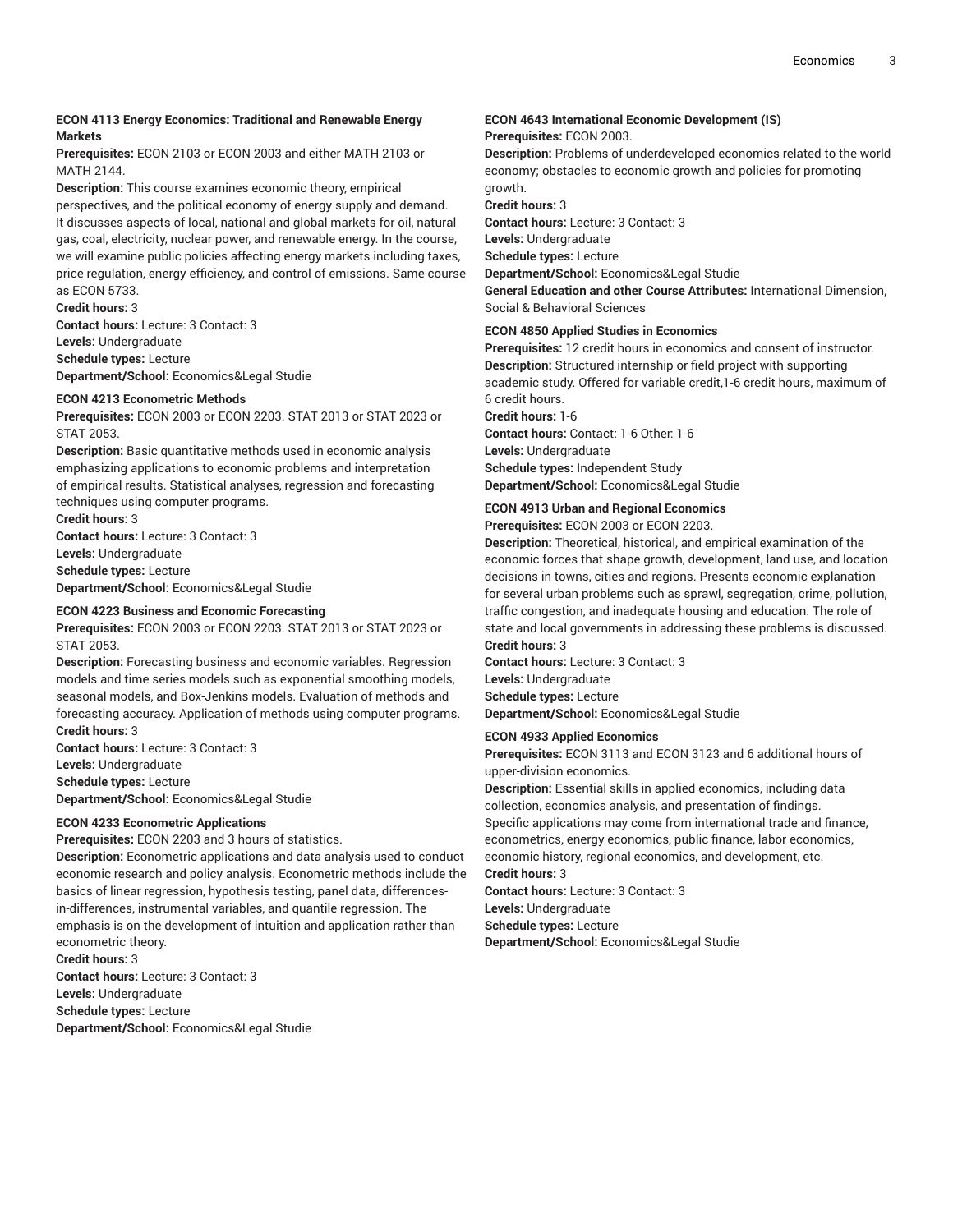**ECON 4113 Energy Economics: Traditional and Renewable Energy Markets**

**Prerequisites:** ECON 2103 or ECON 2003 and either MATH 2103 or MATH 2144.

**Description:** This course examines economic theory, empirical perspectives, and the political economy of energy supply and demand. It discusses aspects of local, national and global markets for oil, natural gas, coal, electricity, nuclear power, and renewable energy. In the course, we will examine public policies affecting energy markets including taxes, price regulation, energy efficiency, and control of emissions. Same course as ECON 5733.

**Credit hours:** 3

**Contact hours:** Lecture: 3 Contact: 3

**Levels:** Undergraduate

**Schedule types:** Lecture

**Department/School:** Economics&Legal Studie

**ECON 4213 Econometric Methods**

**Prerequisites:** ECON 2003 or ECON 2203. STAT 2013 or STAT 2023 or STAT 2053.

**Description:** Basic quantitative methods used in economic analysis emphasizing applications to economic problems and interpretation of empirical results. Statistical analyses, regression and forecasting techniques using computer programs.

**Credit hours:** 3

**Contact hours:** Lecture: 3 Contact: 3

**Levels:** Undergraduate

**Schedule types:** Lecture

**Department/School:** Economics&Legal Studie

**ECON 4223 Business and Economic Forecasting**

**Prerequisites:** ECON 2003 or ECON 2203. STAT 2013 or STAT 2023 or STAT 2053.

**Description:** Forecasting business and economic variables. Regression models and time series models such as exponential smoothing models, seasonal models, and Box-Jenkins models. Evaluation of methods and forecasting accuracy. Application of methods using computer programs.

**Credit hours:** 3

**Contact hours:** Lecture: 3 Contact: 3

**Levels:** Undergraduate

**Schedule types:** Lecture

**Department/School:** Economics&Legal Studie

**ECON 4233 Econometric Applications**

**Prerequisites:** ECON 2203 and 3 hours of statistics.

**Description:** Econometric applications and data analysis used to conduct economic research and policy analysis. Econometric methods include the basics of linear regression, hypothesis testing, panel data, differences-in-differences, instrumental variables, and quantile regression. The emphasis is on the development of intuition and application rather than econometric theory.

**Credit hours:** 3

**Contact hours:** Lecture: 3 Contact: 3

**Levels:** Undergraduate

**Schedule types:** Lecture

**Department/School:** Economics&Legal Studie

**ECON 4643 International Economic Development (IS)**

**Prerequisites:** ECON 2003.

**Description:** Problems of underdeveloped economics related to the world economy; obstacles to economic growth and policies for promoting growth.

**Credit hours:** 3

**Contact hours:** Lecture: 3 Contact: 3

**Levels:** Undergraduate

**Schedule types:** Lecture

**Department/School:** Economics&Legal Studie

**General Education and other Course Attributes:** International Dimension, Social & Behavioral Sciences

**ECON 4850 Applied Studies in Economics**

**Prerequisites:** 12 credit hours in economics and consent of instructor.

**Description:** Structured internship or field project with supporting academic study. Offered for variable credit,1-6 credit hours, maximum of 6 credit hours.

**Credit hours:** 1-6

**Contact hours:** Contact: 1-6 Other: 1-6

**Levels:** Undergraduate

**Schedule types:** Independent Study

**Department/School:** Economics&Legal Studie

**ECON 4913 Urban and Regional Economics**

**Prerequisites:** ECON 2003 or ECON 2203.

**Description:** Theoretical, historical, and empirical examination of the economic forces that shape growth, development, land use, and location decisions in towns, cities and regions. Presents economic explanation for several urban problems such as sprawl, segregation, crime, pollution, traffic congestion, and inadequate housing and education. The role of state and local governments in addressing these problems is discussed.

**Credit hours:** 3

**Contact hours:** Lecture: 3 Contact: 3

**Levels:** Undergraduate

**Schedule types:** Lecture

**Department/School:** Economics&Legal Studie

**ECON 4933 Applied Economics**

**Prerequisites:** ECON 3113 and ECON 3123 and 6 additional hours of upper-division economics.

**Description:** Essential skills in applied economics, including data collection, economics analysis, and presentation of findings. Specific applications may come from international trade and finance, econometrics, energy economics, public finance, labor economics, economic history, regional economics, and development, etc.

**Credit hours:** 3

**Contact hours:** Lecture: 3 Contact: 3

**Levels:** Undergraduate

**Schedule types:** Lecture

**Department/School:** Economics&Legal Studie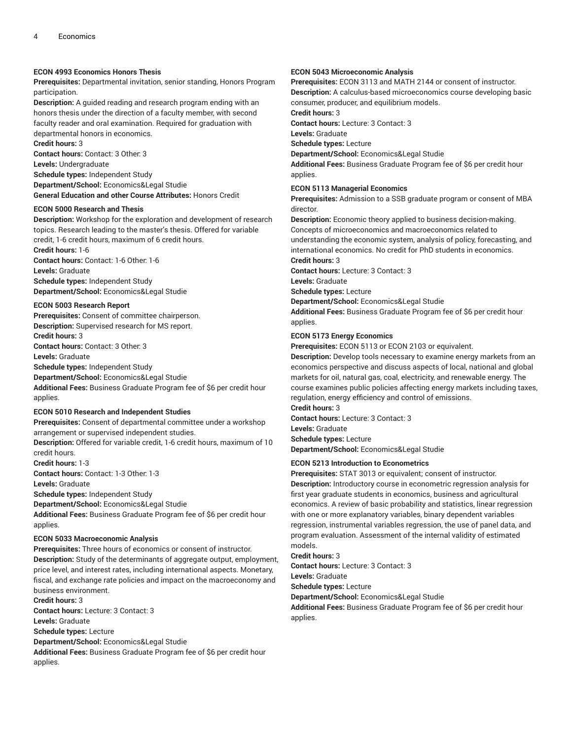#### ECON 4993 Economics Honors Thesis

**Prerequisites:** Departmental invitation, senior standing, Honors Program participation.
**Description:** A guided reading and research program ending with an honors thesis under the direction of a faculty member, with second faculty reader and oral examination. Required for graduation with departmental honors in economics.
**Credit hours:** 3
**Contact hours:** Contact: 3 Other: 3
**Levels:** Undergraduate
**Schedule types:** Independent Study
**Department/School:** Economics&Legal Studie
**General Education and other Course Attributes:** Honors Credit

#### ECON 5000 Research and Thesis

**Description:** Workshop for the exploration and development of research topics. Research leading to the master's thesis. Offered for variable credit, 1-6 credit hours, maximum of 6 credit hours.
**Credit hours:** 1-6
**Contact hours:** Contact: 1-6 Other: 1-6
**Levels:** Graduate
**Schedule types:** Independent Study
**Department/School:** Economics&Legal Studie

#### ECON 5003 Research Report

**Prerequisites:** Consent of committee chairperson.
**Description:** Supervised research for MS report.
**Credit hours:** 3
**Contact hours:** Contact: 3 Other: 3
**Levels:** Graduate
**Schedule types:** Independent Study
**Department/School:** Economics&Legal Studie
**Additional Fees:** Business Graduate Program fee of $6 per credit hour applies.

#### ECON 5010 Research and Independent Studies

**Prerequisites:** Consent of departmental committee under a workshop arrangement or supervised independent studies.
**Description:** Offered for variable credit, 1-6 credit hours, maximum of 10 credit hours.
**Credit hours:** 1-3
**Contact hours:** Contact: 1-3 Other: 1-3
**Levels:** Graduate
**Schedule types:** Independent Study
**Department/School:** Economics&Legal Studie
**Additional Fees:** Business Graduate Program fee of $6 per credit hour applies.

#### ECON 5033 Macroeconomic Analysis

**Prerequisites:** Three hours of economics or consent of instructor.
**Description:** Study of the determinants of aggregate output, employment, price level, and interest rates, including international aspects. Monetary, fiscal, and exchange rate policies and impact on the macroeconomy and business environment.
**Credit hours:** 3
**Contact hours:** Lecture: 3 Contact: 3
**Levels:** Graduate
**Schedule types:** Lecture
**Department/School:** Economics&Legal Studie
**Additional Fees:** Business Graduate Program fee of $6 per credit hour applies.

#### ECON 5043 Microeconomic Analysis

**Prerequisites:** ECON 3113 and MATH 2144 or consent of instructor.
**Description:** A calculus-based microeconomics course developing basic consumer, producer, and equilibrium models.
**Credit hours:** 3
**Contact hours:** Lecture: 3 Contact: 3
**Levels:** Graduate
**Schedule types:** Lecture
**Department/School:** Economics&Legal Studie
**Additional Fees:** Business Graduate Program fee of $6 per credit hour applies.

#### ECON 5113 Managerial Economics

**Prerequisites:** Admission to a SSB graduate program or consent of MBA director.
**Description:** Economic theory applied to business decision-making. Concepts of microeconomics and macroeconomics related to understanding the economic system, analysis of policy, forecasting, and international economics. No credit for PhD students in economics.
**Credit hours:** 3
**Contact hours:** Lecture: 3 Contact: 3
**Levels:** Graduate
**Schedule types:** Lecture
**Department/School:** Economics&Legal Studie
**Additional Fees:** Business Graduate Program fee of $6 per credit hour applies.

#### ECON 5173 Energy Economics

**Prerequisites:** ECON 5113 or ECON 2103 or equivalent.
**Description:** Develop tools necessary to examine energy markets from an economics perspective and discuss aspects of local, national and global markets for oil, natural gas, coal, electricity, and renewable energy. The course examines public policies affecting energy markets including taxes, regulation, energy efficiency and control of emissions.
**Credit hours:** 3
**Contact hours:** Lecture: 3 Contact: 3
**Levels:** Graduate
**Schedule types:** Lecture
**Department/School:** Economics&Legal Studie

#### ECON 5213 Introduction to Econometrics

**Prerequisites:** STAT 3013 or equivalent; consent of instructor.
**Description:** Introductory course in econometric regression analysis for first year graduate students in economics, business and agricultural economics. A review of basic probability and statistics, linear regression with one or more explanatory variables, binary dependent variables regression, instrumental variables regression, the use of panel data, and program evaluation. Assessment of the internal validity of estimated models.
**Credit hours:** 3
**Contact hours:** Lecture: 3 Contact: 3
**Levels:** Graduate
**Schedule types:** Lecture
**Department/School:** Economics&Legal Studie
**Additional Fees:** Business Graduate Program fee of $6 per credit hour applies.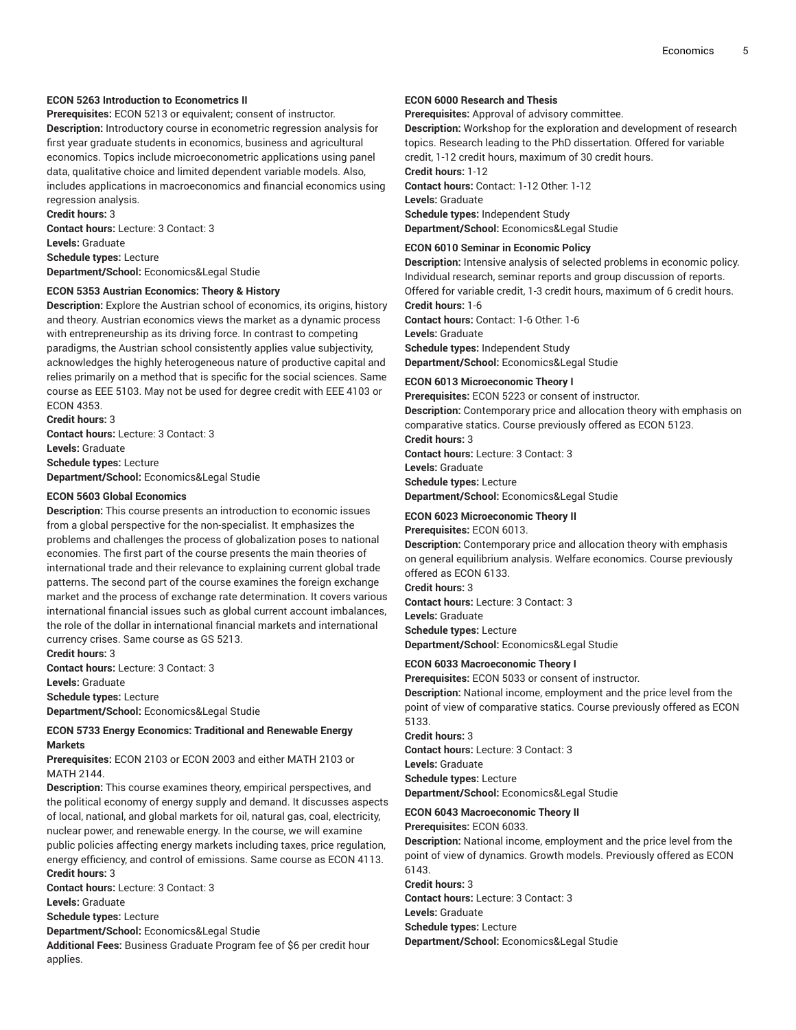**ECON 5263 Introduction to Econometrics II**

**Prerequisites:** ECON 5213 or equivalent; consent of instructor.

**Description:** Introductory course in econometric regression analysis for first year graduate students in economics, business and agricultural economics. Topics include microeconometric applications using panel data, qualitative choice and limited dependent variable models. Also, includes applications in macroeconomics and financial economics using regression analysis.

**Credit hours:** 3

**Contact hours:** Lecture: 3 Contact: 3

**Levels:** Graduate

**Schedule types:** Lecture

**Department/School:** Economics&Legal Studie

**ECON 5353 Austrian Economics: Theory & History**

**Description:** Explore the Austrian school of economics, its origins, history and theory. Austrian economics views the market as a dynamic process with entrepreneurship as its driving force. In contrast to competing paradigms, the Austrian school consistently applies value subjectivity, acknowledges the highly heterogeneous nature of productive capital and relies primarily on a method that is specific for the social sciences. Same course as EEE 5103. May not be used for degree credit with EEE 4103 or ECON 4353.

**Credit hours:** 3

**Contact hours:** Lecture: 3 Contact: 3

**Levels:** Graduate

**Schedule types:** Lecture

**Department/School:** Economics&Legal Studie

**ECON 5603 Global Economics**

**Description:** This course presents an introduction to economic issues from a global perspective for the non-specialist. It emphasizes the problems and challenges the process of globalization poses to national economies. The first part of the course presents the main theories of international trade and their relevance to explaining current global trade patterns. The second part of the course examines the foreign exchange market and the process of exchange rate determination. It covers various international financial issues such as global current account imbalances, the role of the dollar in international financial markets and international currency crises. Same course as GS 5213.

**Credit hours:** 3

**Contact hours:** Lecture: 3 Contact: 3

**Levels:** Graduate

**Schedule types:** Lecture

**Department/School:** Economics&Legal Studie

**ECON 5733 Energy Economics: Traditional and Renewable Energy Markets**

**Prerequisites:** ECON 2103 or ECON 2003 and either MATH 2103 or MATH 2144.

**Description:** This course examines theory, empirical perspectives, and the political economy of energy supply and demand. It discusses aspects of local, national, and global markets for oil, natural gas, coal, electricity, nuclear power, and renewable energy. In the course, we will examine public policies affecting energy markets including taxes, price regulation, energy efficiency, and control of emissions. Same course as ECON 4113.

**Credit hours:** 3

**Contact hours:** Lecture: 3 Contact: 3

**Levels:** Graduate

**Schedule types:** Lecture

**Department/School:** Economics&Legal Studie

**Additional Fees:** Business Graduate Program fee of $6 per credit hour applies.

**ECON 6000 Research and Thesis**

**Prerequisites:** Approval of advisory committee.

**Description:** Workshop for the exploration and development of research topics. Research leading to the PhD dissertation. Offered for variable credit, 1-12 credit hours, maximum of 30 credit hours.

**Credit hours:** 1-12

**Contact hours:** Contact: 1-12 Other: 1-12

**Levels:** Graduate

**Schedule types:** Independent Study

**Department/School:** Economics&Legal Studie

**ECON 6010 Seminar in Economic Policy**

**Description:** Intensive analysis of selected problems in economic policy. Individual research, seminar reports and group discussion of reports. Offered for variable credit, 1-3 credit hours, maximum of 6 credit hours.

**Credit hours:** 1-6

**Contact hours:** Contact: 1-6 Other: 1-6

**Levels:** Graduate

**Schedule types:** Independent Study

**Department/School:** Economics&Legal Studie

**ECON 6013 Microeconomic Theory I**

**Prerequisites:** ECON 5223 or consent of instructor.

**Description:** Contemporary price and allocation theory with emphasis on comparative statics. Course previously offered as ECON 5123.

**Credit hours:** 3

**Contact hours:** Lecture: 3 Contact: 3

**Levels:** Graduate

**Schedule types:** Lecture

**Department/School:** Economics&Legal Studie

**ECON 6023 Microeconomic Theory II**

**Prerequisites:** ECON 6013.

**Description:** Contemporary price and allocation theory with emphasis on general equilibrium analysis. Welfare economics. Course previously offered as ECON 6133.

**Credit hours:** 3

**Contact hours:** Lecture: 3 Contact: 3

**Levels:** Graduate

**Schedule types:** Lecture

**Department/School:** Economics&Legal Studie

**ECON 6033 Macroeconomic Theory I**

**Prerequisites:** ECON 5033 or consent of instructor.

**Description:** National income, employment and the price level from the point of view of comparative statics. Course previously offered as ECON 5133.

**Credit hours:** 3

**Contact hours:** Lecture: 3 Contact: 3

**Levels:** Graduate

**Schedule types:** Lecture

**Department/School:** Economics&Legal Studie

**ECON 6043 Macroeconomic Theory II**

**Prerequisites:** ECON 6033.

**Description:** National income, employment and the price level from the point of view of dynamics. Growth models. Previously offered as ECON 6143.

**Credit hours:** 3

**Contact hours:** Lecture: 3 Contact: 3

**Levels:** Graduate

**Schedule types:** Lecture

**Department/School:** Economics&Legal Studie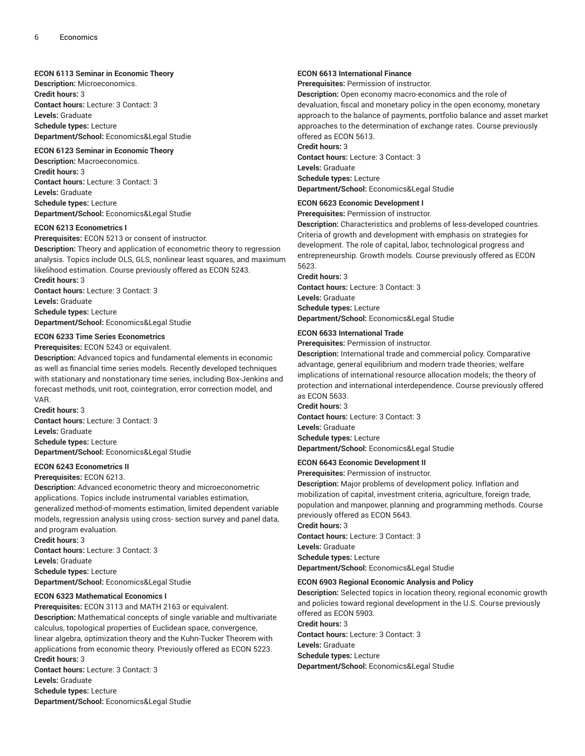**ECON 6113 Seminar in Economic Theory**
**Description:** Microeconomics.
**Credit hours:** 3
**Contact hours:** Lecture: 3 Contact: 3
**Levels:** Graduate
**Schedule types:** Lecture
**Department/School:** Economics&Legal Studie

**ECON 6123 Seminar in Economic Theory**
**Description:** Macroeconomics.
**Credit hours:** 3
**Contact hours:** Lecture: 3 Contact: 3
**Levels:** Graduate
**Schedule types:** Lecture
**Department/School:** Economics&Legal Studie

**ECON 6213 Econometrics I**
**Prerequisites:** ECON 5213 or consent of instructor.
**Description:** Theory and application of econometric theory to regression analysis. Topics include OLS, GLS, nonlinear least squares, and maximum likelihood estimation. Course previously offered as ECON 5243.
**Credit hours:** 3
**Contact hours:** Lecture: 3 Contact: 3
**Levels:** Graduate
**Schedule types:** Lecture
**Department/School:** Economics&Legal Studie

**ECON 6233 Time Series Econometrics**
**Prerequisites:** ECON 5243 or equivalent.
**Description:** Advanced topics and fundamental elements in economic as well as financial time series models. Recently developed techniques with stationary and nonstationary time series, including Box-Jenkins and forecast methods, unit root, cointegration, error correction model, and VAR.
**Credit hours:** 3
**Contact hours:** Lecture: 3 Contact: 3
**Levels:** Graduate
**Schedule types:** Lecture
**Department/School:** Economics&Legal Studie

**ECON 6243 Econometrics II**
**Prerequisites:** ECON 6213.
**Description:** Advanced econometric theory and microeconometric applications. Topics include instrumental variables estimation, generalized method-of-moments estimation, limited dependent variable models, regression analysis using cross- section survey and panel data, and program evaluation.
**Credit hours:** 3
**Contact hours:** Lecture: 3 Contact: 3
**Levels:** Graduate
**Schedule types:** Lecture
**Department/School:** Economics&Legal Studie

**ECON 6323 Mathematical Economics I**
**Prerequisites:** ECON 3113 and MATH 2163 or equivalent.
**Description:** Mathematical concepts of single variable and multivariate calculus, topological properties of Euclidean space, convergence, linear algebra, optimization theory and the Kuhn-Tucker Theorem with applications from economic theory. Previously offered as ECON 5223.
**Credit hours:** 3
**Contact hours:** Lecture: 3 Contact: 3
**Levels:** Graduate
**Schedule types:** Lecture
**Department/School:** Economics&Legal Studie

**ECON 6613 International Finance**
**Prerequisites:** Permission of instructor.
**Description:** Open economy macro-economics and the role of devaluation, fiscal and monetary policy in the open economy, monetary approach to the balance of payments, portfolio balance and asset market approaches to the determination of exchange rates. Course previously offered as ECON 5613.
**Credit hours:** 3
**Contact hours:** Lecture: 3 Contact: 3
**Levels:** Graduate
**Schedule types:** Lecture
**Department/School:** Economics&Legal Studie

**ECON 6623 Economic Development I**
**Prerequisites:** Permission of instructor.
**Description:** Characteristics and problems of less-developed countries. Criteria of growth and development with emphasis on strategies for development. The role of capital, labor, technological progress and entrepreneurship. Growth models. Course previously offered as ECON 5623.
**Credit hours:** 3
**Contact hours:** Lecture: 3 Contact: 3
**Levels:** Graduate
**Schedule types:** Lecture
**Department/School:** Economics&Legal Studie

**ECON 6633 International Trade**
**Prerequisites:** Permission of instructor.
**Description:** International trade and commercial policy. Comparative advantage, general equilibrium and modern trade theories; welfare implications of international resource allocation models; the theory of protection and international interdependence. Course previously offered as ECON 5633.
**Credit hours:** 3
**Contact hours:** Lecture: 3 Contact: 3
**Levels:** Graduate
**Schedule types:** Lecture
**Department/School:** Economics&Legal Studie

**ECON 6643 Economic Development II**
**Prerequisites:** Permission of instructor.
**Description:** Major problems of development policy. Inflation and mobilization of capital, investment criteria, agriculture, foreign trade, population and manpower, planning and programming methods. Course previously offered as ECON 5643.
**Credit hours:** 3
**Contact hours:** Lecture: 3 Contact: 3
**Levels:** Graduate
**Schedule types:** Lecture
**Department/School:** Economics&Legal Studie

**ECON 6903 Regional Economic Analysis and Policy**
**Description:** Selected topics in location theory, regional economic growth and policies toward regional development in the U.S. Course previously offered as ECON 5903.
**Credit hours:** 3
**Contact hours:** Lecture: 3 Contact: 3
**Levels:** Graduate
**Schedule types:** Lecture
**Department/School:** Economics&Legal Studie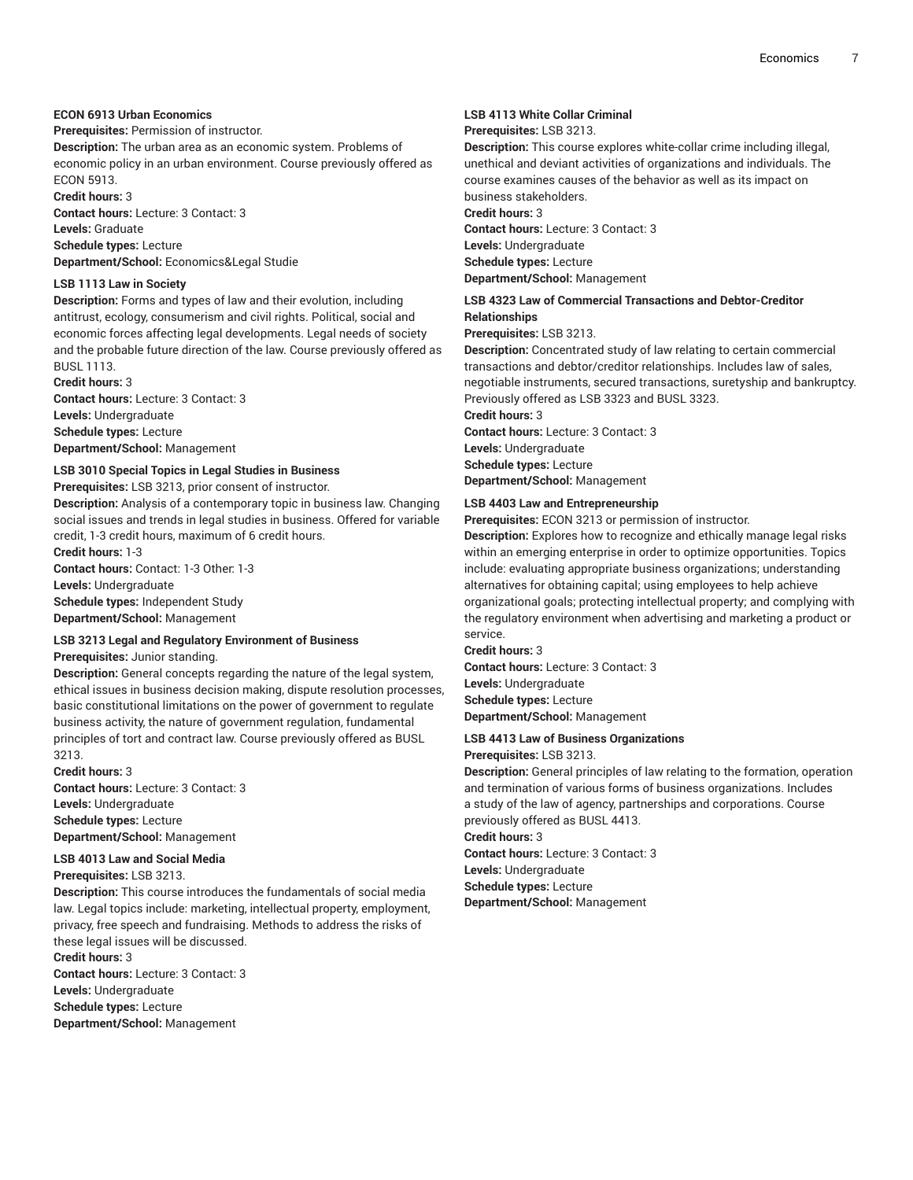**ECON 6913 Urban Economics**
**Prerequisites:** Permission of instructor.
**Description:** The urban area as an economic system. Problems of economic policy in an urban environment. Course previously offered as ECON 5913.
**Credit hours:** 3
**Contact hours:** Lecture: 3 Contact: 3
**Levels:** Graduate
**Schedule types:** Lecture
**Department/School:** Economics&Legal Studie

**LSB 1113 Law in Society**
**Description:** Forms and types of law and their evolution, including antitrust, ecology, consumerism and civil rights. Political, social and economic forces affecting legal developments. Legal needs of society and the probable future direction of the law. Course previously offered as BUSL 1113.
**Credit hours:** 3
**Contact hours:** Lecture: 3 Contact: 3
**Levels:** Undergraduate
**Schedule types:** Lecture
**Department/School:** Management

**LSB 3010 Special Topics in Legal Studies in Business**
**Prerequisites:** LSB 3213, prior consent of instructor.
**Description:** Analysis of a contemporary topic in business law. Changing social issues and trends in legal studies in business. Offered for variable credit, 1-3 credit hours, maximum of 6 credit hours.
**Credit hours:** 1-3
**Contact hours:** Contact: 1-3 Other: 1-3
**Levels:** Undergraduate
**Schedule types:** Independent Study
**Department/School:** Management

**LSB 3213 Legal and Regulatory Environment of Business**
**Prerequisites:** Junior standing.
**Description:** General concepts regarding the nature of the legal system, ethical issues in business decision making, dispute resolution processes, basic constitutional limitations on the power of government to regulate business activity, the nature of government regulation, fundamental principles of tort and contract law. Course previously offered as BUSL 3213.
**Credit hours:** 3
**Contact hours:** Lecture: 3 Contact: 3
**Levels:** Undergraduate
**Schedule types:** Lecture
**Department/School:** Management

**LSB 4013 Law and Social Media**
**Prerequisites:** LSB 3213.
**Description:** This course introduces the fundamentals of social media law. Legal topics include: marketing, intellectual property, employment, privacy, free speech and fundraising. Methods to address the risks of these legal issues will be discussed.
**Credit hours:** 3
**Contact hours:** Lecture: 3 Contact: 3
**Levels:** Undergraduate
**Schedule types:** Lecture
**Department/School:** Management

**LSB 4113 White Collar Criminal**
**Prerequisites:** LSB 3213.
**Description:** This course explores white-collar crime including illegal, unethical and deviant activities of organizations and individuals. The course examines causes of the behavior as well as its impact on business stakeholders.
**Credit hours:** 3
**Contact hours:** Lecture: 3 Contact: 3
**Levels:** Undergraduate
**Schedule types:** Lecture
**Department/School:** Management

**LSB 4323 Law of Commercial Transactions and Debtor-Creditor Relationships**
**Prerequisites:** LSB 3213.
**Description:** Concentrated study of law relating to certain commercial transactions and debtor/creditor relationships. Includes law of sales, negotiable instruments, secured transactions, suretyship and bankruptcy. Previously offered as LSB 3323 and BUSL 3323.
**Credit hours:** 3
**Contact hours:** Lecture: 3 Contact: 3
**Levels:** Undergraduate
**Schedule types:** Lecture
**Department/School:** Management

**LSB 4403 Law and Entrepreneurship**
**Prerequisites:** ECON 3213 or permission of instructor.
**Description:** Explores how to recognize and ethically manage legal risks within an emerging enterprise in order to optimize opportunities. Topics include: evaluating appropriate business organizations; understanding alternatives for obtaining capital; using employees to help achieve organizational goals; protecting intellectual property; and complying with the regulatory environment when advertising and marketing a product or service.
**Credit hours:** 3
**Contact hours:** Lecture: 3 Contact: 3
**Levels:** Undergraduate
**Schedule types:** Lecture
**Department/School:** Management

**LSB 4413 Law of Business Organizations**
**Prerequisites:** LSB 3213.
**Description:** General principles of law relating to the formation, operation and termination of various forms of business organizations. Includes a study of the law of agency, partnerships and corporations. Course previously offered as BUSL 4413.
**Credit hours:** 3
**Contact hours:** Lecture: 3 Contact: 3
**Levels:** Undergraduate
**Schedule types:** Lecture
**Department/School:** Management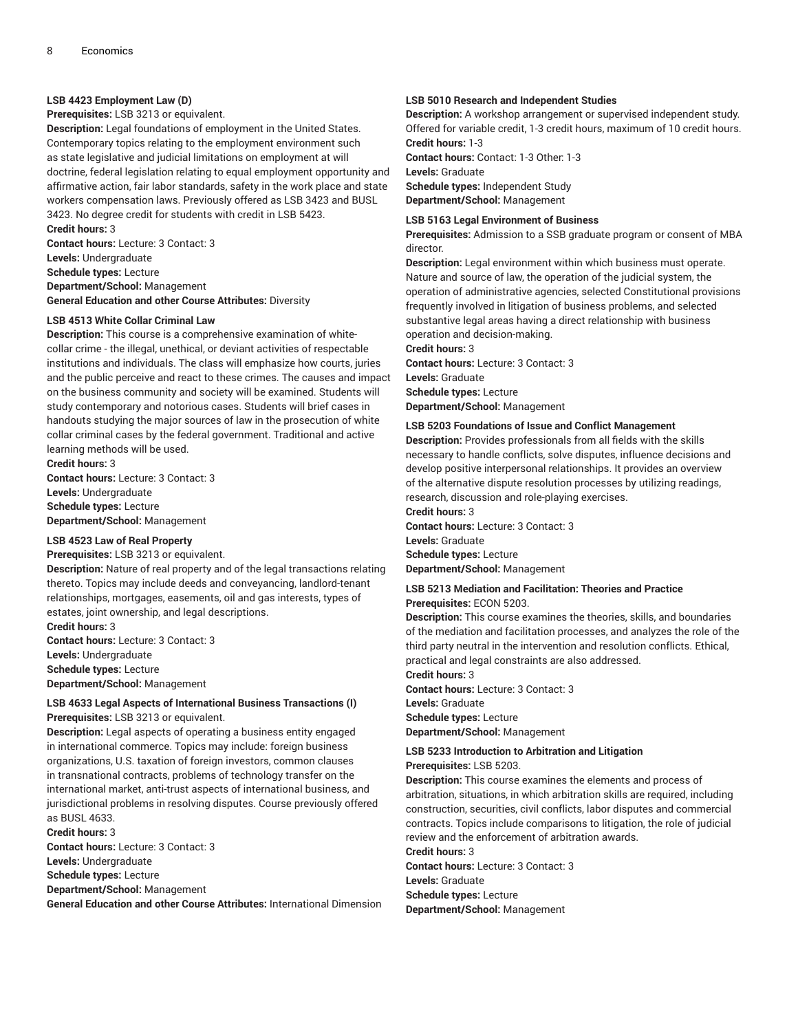**LSB 4423 Employment Law (D)**

**Prerequisites:** LSB 3213 or equivalent.

**Description:** Legal foundations of employment in the United States. Contemporary topics relating to the employment environment such as state legislative and judicial limitations on employment at will doctrine, federal legislation relating to equal employment opportunity and affirmative action, fair labor standards, safety in the work place and state workers compensation laws. Previously offered as LSB 3423 and BUSL 3423. No degree credit for students with credit in LSB 5423.

**Credit hours:** 3

**Contact hours:** Lecture: 3 Contact: 3

**Levels:** Undergraduate

**Schedule types:** Lecture

**Department/School:** Management

**General Education and other Course Attributes:** Diversity

**LSB 4513 White Collar Criminal Law**

**Description:** This course is a comprehensive examination of white-collar crime - the illegal, unethical, or deviant activities of respectable institutions and individuals. The class will emphasize how courts, juries and the public perceive and react to these crimes. The causes and impact on the business community and society will be examined. Students will study contemporary and notorious cases. Students will brief cases in handouts studying the major sources of law in the prosecution of white collar criminal cases by the federal government. Traditional and active learning methods will be used.

**Credit hours:** 3

**Contact hours:** Lecture: 3 Contact: 3

**Levels:** Undergraduate

**Schedule types:** Lecture

**Department/School:** Management

**LSB 4523 Law of Real Property**

**Prerequisites:** LSB 3213 or equivalent.

**Description:** Nature of real property and of the legal transactions relating thereto. Topics may include deeds and conveyancing, landlord-tenant relationships, mortgages, easements, oil and gas interests, types of estates, joint ownership, and legal descriptions.

**Credit hours:** 3

**Contact hours:** Lecture: 3 Contact: 3

**Levels:** Undergraduate

**Schedule types:** Lecture

**Department/School:** Management

**LSB 4633 Legal Aspects of International Business Transactions (I)**

**Prerequisites:** LSB 3213 or equivalent.

**Description:** Legal aspects of operating a business entity engaged in international commerce. Topics may include: foreign business organizations, U.S. taxation of foreign investors, common clauses in transnational contracts, problems of technology transfer on the international market, anti-trust aspects of international business, and jurisdictional problems in resolving disputes. Course previously offered as BUSL 4633.

**Credit hours:** 3

**Contact hours:** Lecture: 3 Contact: 3

**Levels:** Undergraduate

**Schedule types:** Lecture

**Department/School:** Management

**General Education and other Course Attributes:** International Dimension

**LSB 5010 Research and Independent Studies**

**Description:** A workshop arrangement or supervised independent study. Offered for variable credit, 1-3 credit hours, maximum of 10 credit hours.

**Credit hours:** 1-3

**Contact hours:** Contact: 1-3 Other: 1-3

**Levels:** Graduate

**Schedule types:** Independent Study

**Department/School:** Management

**LSB 5163 Legal Environment of Business**

**Prerequisites:** Admission to a SSB graduate program or consent of MBA director.

**Description:** Legal environment within which business must operate. Nature and source of law, the operation of the judicial system, the operation of administrative agencies, selected Constitutional provisions frequently involved in litigation of business problems, and selected substantive legal areas having a direct relationship with business operation and decision-making.

**Credit hours:** 3

**Contact hours:** Lecture: 3 Contact: 3

**Levels:** Graduate

**Schedule types:** Lecture

**Department/School:** Management

**LSB 5203 Foundations of Issue and Conflict Management**

**Description:** Provides professionals from all fields with the skills necessary to handle conflicts, solve disputes, influence decisions and develop positive interpersonal relationships. It provides an overview of the alternative dispute resolution processes by utilizing readings, research, discussion and role-playing exercises.

**Credit hours:** 3

**Contact hours:** Lecture: 3 Contact: 3

**Levels:** Graduate

**Schedule types:** Lecture

**Department/School:** Management

**LSB 5213 Mediation and Facilitation: Theories and Practice**

**Prerequisites:** ECON 5203.

**Description:** This course examines the theories, skills, and boundaries of the mediation and facilitation processes, and analyzes the role of the third party neutral in the intervention and resolution conflicts. Ethical, practical and legal constraints are also addressed.

**Credit hours:** 3

**Contact hours:** Lecture: 3 Contact: 3

**Levels:** Graduate

**Schedule types:** Lecture

**Department/School:** Management

**LSB 5233 Introduction to Arbitration and Litigation**

**Prerequisites:** LSB 5203.

**Description:** This course examines the elements and process of arbitration, situations, in which arbitration skills are required, including construction, securities, civil conflicts, labor disputes and commercial contracts. Topics include comparisons to litigation, the role of judicial review and the enforcement of arbitration awards.

**Credit hours:** 3

**Contact hours:** Lecture: 3 Contact: 3

**Levels:** Graduate

**Schedule types:** Lecture

**Department/School:** Management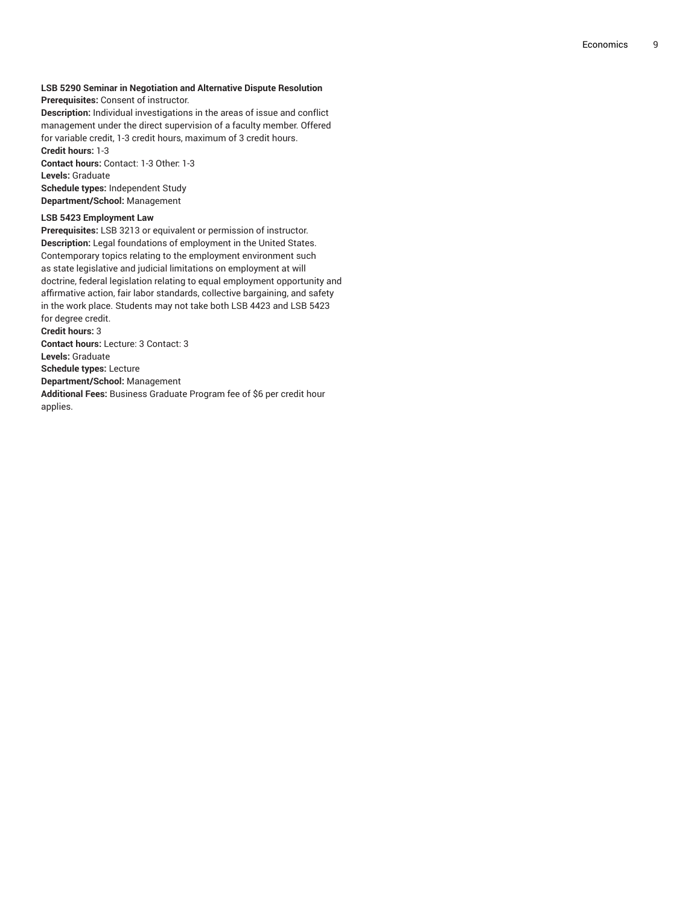**LSB 5290 Seminar in Negotiation and Alternative Dispute Resolution**
**Prerequisites:** Consent of instructor.
**Description:** Individual investigations in the areas of issue and conflict management under the direct supervision of a faculty member. Offered for variable credit, 1-3 credit hours, maximum of 3 credit hours.
**Credit hours:** 1-3
**Contact hours:** Contact: 1-3 Other: 1-3
**Levels:** Graduate
**Schedule types:** Independent Study
**Department/School:** Management

**LSB 5423 Employment Law**
**Prerequisites:** LSB 3213 or equivalent or permission of instructor.
**Description:** Legal foundations of employment in the United States. Contemporary topics relating to the employment environment such as state legislative and judicial limitations on employment at will doctrine, federal legislation relating to equal employment opportunity and affirmative action, fair labor standards, collective bargaining, and safety in the work place. Students may not take both LSB 4423 and LSB 5423 for degree credit.
**Credit hours:** 3
**Contact hours:** Lecture: 3 Contact: 3
**Levels:** Graduate
**Schedule types:** Lecture
**Department/School:** Management
**Additional Fees:** Business Graduate Program fee of $6 per credit hour applies.